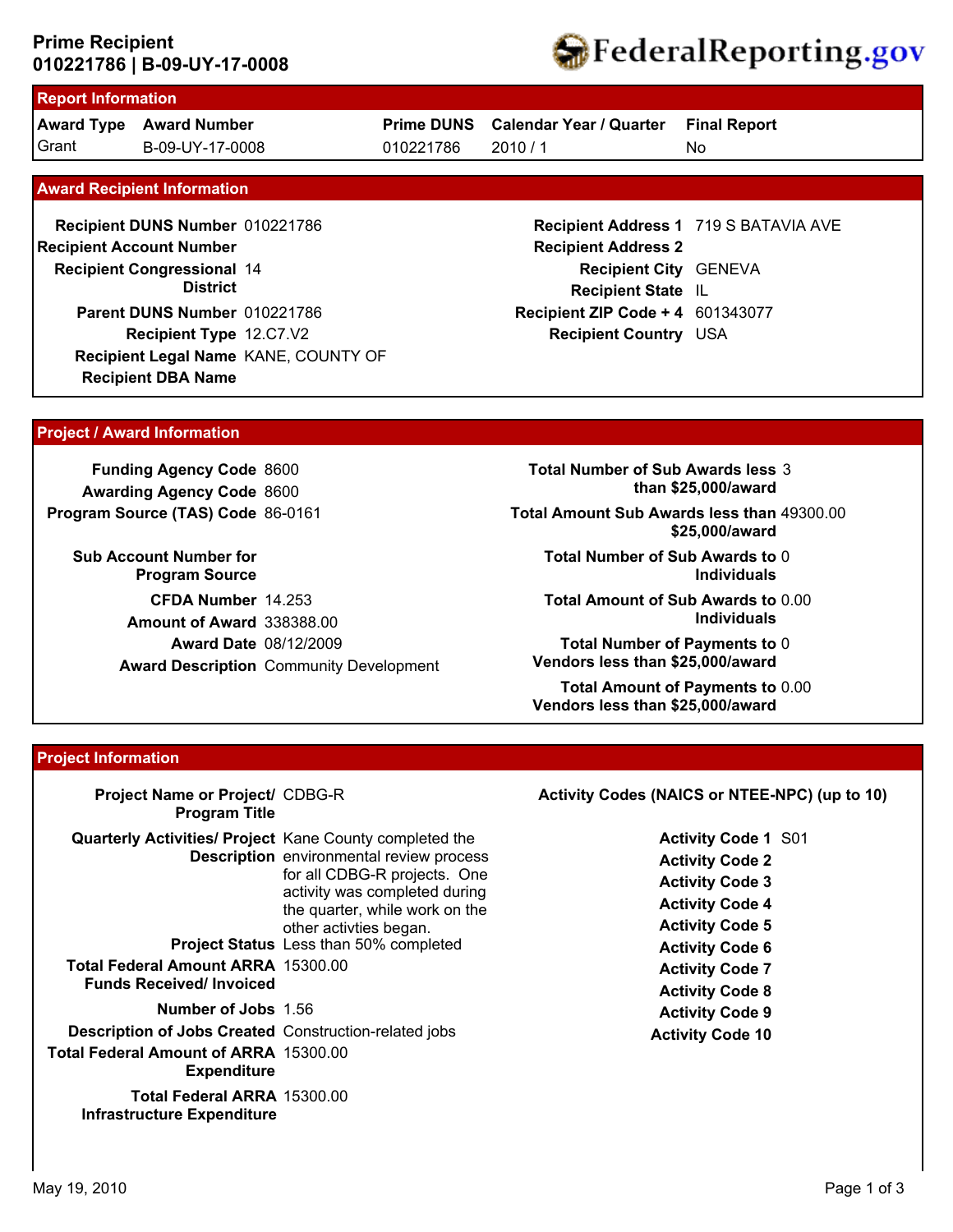# Prime Recipient
## 010221786 | B-09-UY-17-0008

FederalReporting.gov

## Report Information

| Award Type | Award Number | Prime DUNS | Calendar Year / Quarter | Final Report |
|---|---|---|---|---|
| Grant | B-09-UY-17-0008 | 010221786 | 2010 / 1 | No |

## Award Recipient Information

**Recipient DUNS Number** 010221786
**Recipient Account Number**
**Recipient Congressional District** 14
**Parent DUNS Number** 010221786
**Recipient Type** 12.C7.V2
**Recipient Legal Name** KANE, COUNTY OF
**Recipient DBA Name**

**Recipient Address 1** 719 S BATAVIA AVE
**Recipient Address 2**
**Recipient City** GENEVA
**Recipient State** IL
**Recipient ZIP Code + 4** 601343077
**Recipient Country** USA

## Project / Award Information

**Funding Agency Code** 8600
**Awarding Agency Code** 8600
**Program Source (TAS) Code** 86-0161
**Sub Account Number for Program Source**
**CFDA Number** 14.253
**Amount of Award** 338388.00
**Award Date** 08/12/2009
**Award Description** Community Development

**Total Number of Sub Awards less than $25,000/award** 3
**Total Amount Sub Awards less than $25,000/award** 49300.00
**Total Number of Sub Awards to Individuals** 0
**Total Amount of Sub Awards to Individuals** 0.00
**Total Number of Payments to Vendors less than $25,000/award** 0
**Total Amount of Payments to Vendors less than $25,000/award** 0.00

## Project Information

**Project Name or Project/ Program Title** CDBG-R
**Quarterly Activities/ Project Description** Kane County completed the environmental review process for all CDBG-R projects. One activity was completed during the quarter, while work on the other activties began.
**Project Status** Less than 50% completed
**Total Federal Amount ARRA Funds Received/ Invoiced** 15300.00
**Number of Jobs** 1.56
**Description of Jobs Created** Construction-related jobs
**Total Federal Amount of ARRA Expenditure** 15300.00
**Total Federal ARRA Infrastructure Expenditure** 15300.00

**Activity Codes (NAICS or NTEE-NPC) (up to 10)**

**Activity Code 1** S01
**Activity Code 2**
**Activity Code 3**
**Activity Code 4**
**Activity Code 5**
**Activity Code 6**
**Activity Code 7**
**Activity Code 8**
**Activity Code 9**
**Activity Code 10**

May 19, 2010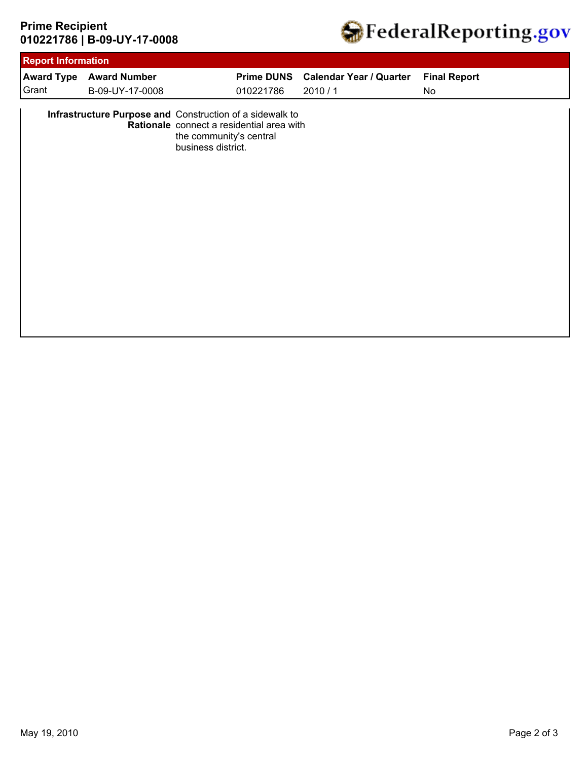**Prime Recipient**
**010221786 | B-09-UY-17-0008**

## Report Information

| Award Type | Award Number | Prime DUNS | Calendar Year / Quarter | Final Report |
|---|---|---|---|---|
| Grant | B-09-UY-17-0008 | 010221786 | 2010 / 1 | No |

**Infrastructure Purpose and Rationale** Construction of a sidewalk to connect a residential area with the community's central business district.

May 19, 2010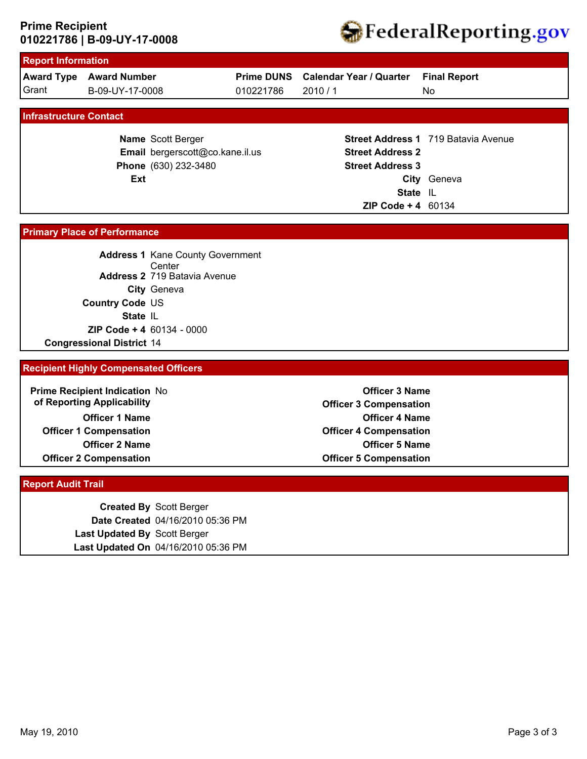**Prime Recipient**
**010221786 | B-09-UY-17-0008**

FederalReporting.gov

## Report Information

| Award Type | Award Number | Prime DUNS | Calendar Year / Quarter | Final Report |
|---|---|---|---|---|
| Grant | B-09-UY-17-0008 | 010221786 | 2010 / 1 | No |

## Infrastructure Contact

**Name** Scott Berger
**Email** bergerscott@co.kane.il.us
**Phone** (630) 232-3480
**Ext**

**Street Address 1** 719 Batavia Avenue
**Street Address 2**
**Street Address 3**
**City** Geneva
**State** IL
**ZIP Code + 4** 60134

## Primary Place of Performance

**Address 1** Kane County Government Center
**Address 2** 719 Batavia Avenue
**City** Geneva
**Country Code** US
**State** IL
**ZIP Code + 4** 60134 - 0000
**Congressional District** 14

## Recipient Highly Compensated Officers

**Prime Recipient Indication of Reporting Applicability** No
**Officer 1 Name**
**Officer 1 Compensation**
**Officer 2 Name**
**Officer 2 Compensation**
**Officer 3 Name**
**Officer 3 Compensation**
**Officer 4 Name**
**Officer 4 Compensation**
**Officer 5 Name**
**Officer 5 Compensation**

## Report Audit Trail

**Created By** Scott Berger
**Date Created** 04/16/2010 05:36 PM
**Last Updated By** Scott Berger
**Last Updated On** 04/16/2010 05:36 PM

May 19, 2010